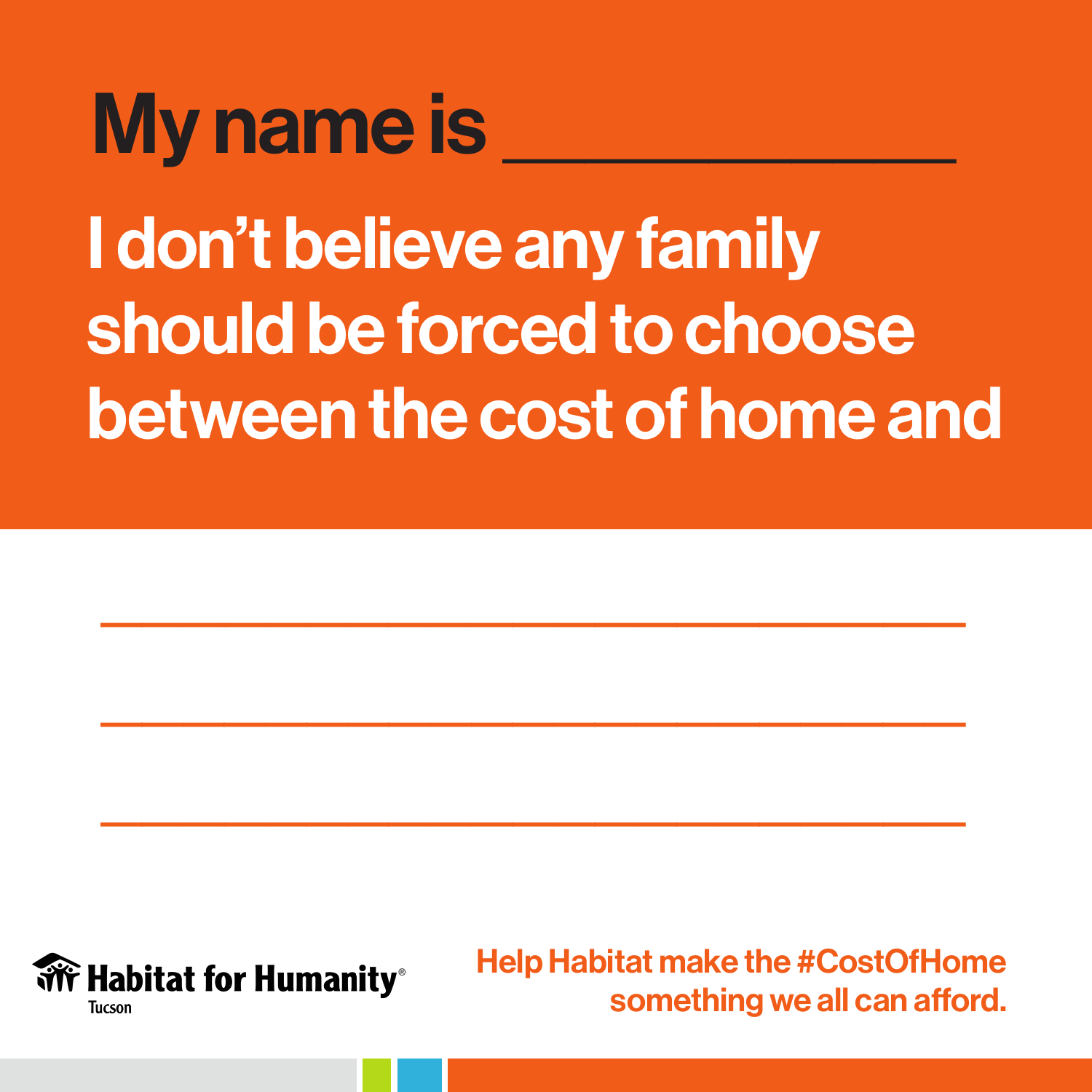# My name is ___________

## I don't believe any family should be forced to choose between the cost of home and

___________________________________

___________________________________

___________________________________

Habitat for Humanity® Tucson

Help Habitat make the #CostOfHome something we all can afford.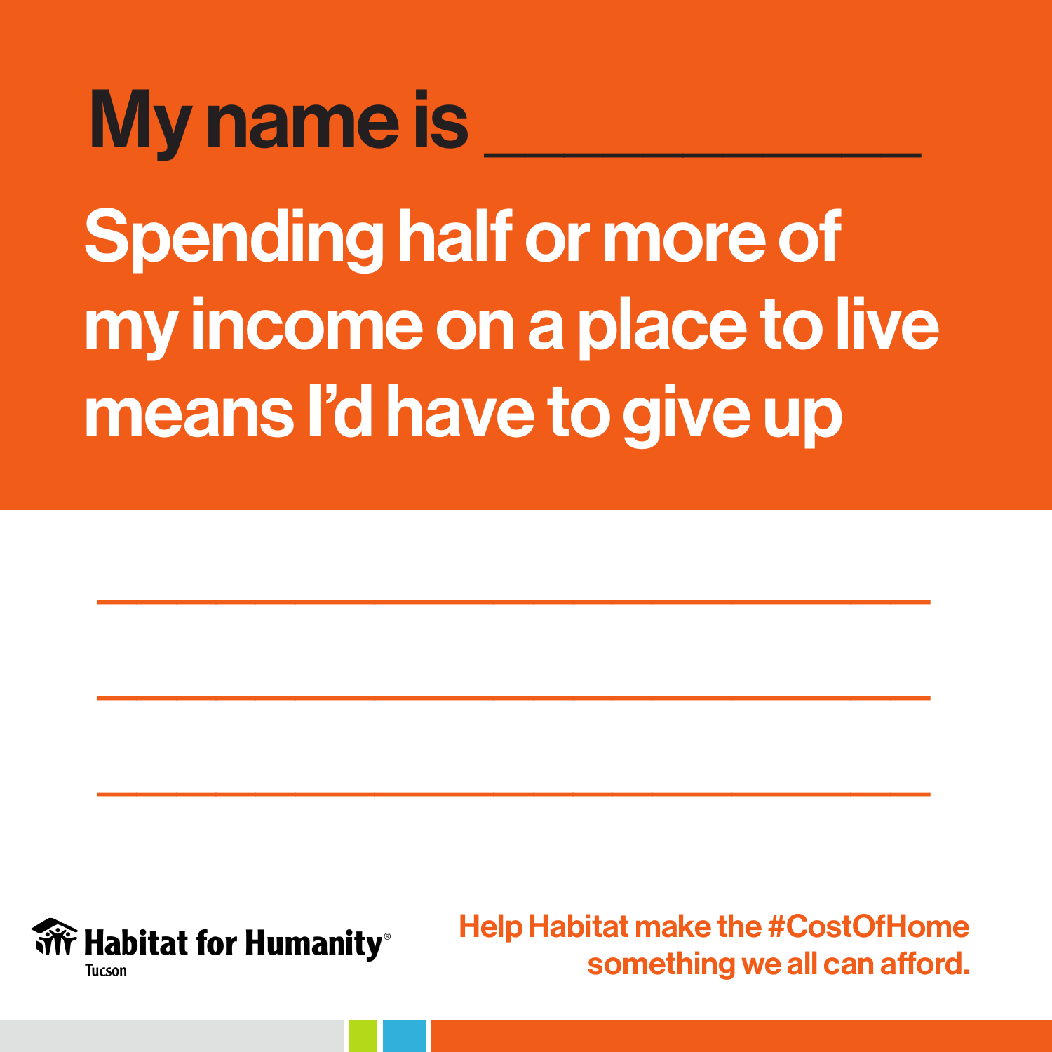# My name is ____________

## Spending half or more of my income on a place to live means I'd have to give up

______________________________

______________________________

______________________________

Habitat for Humanity® Tucson

Help Habitat make the #CostOfHome something we all can afford.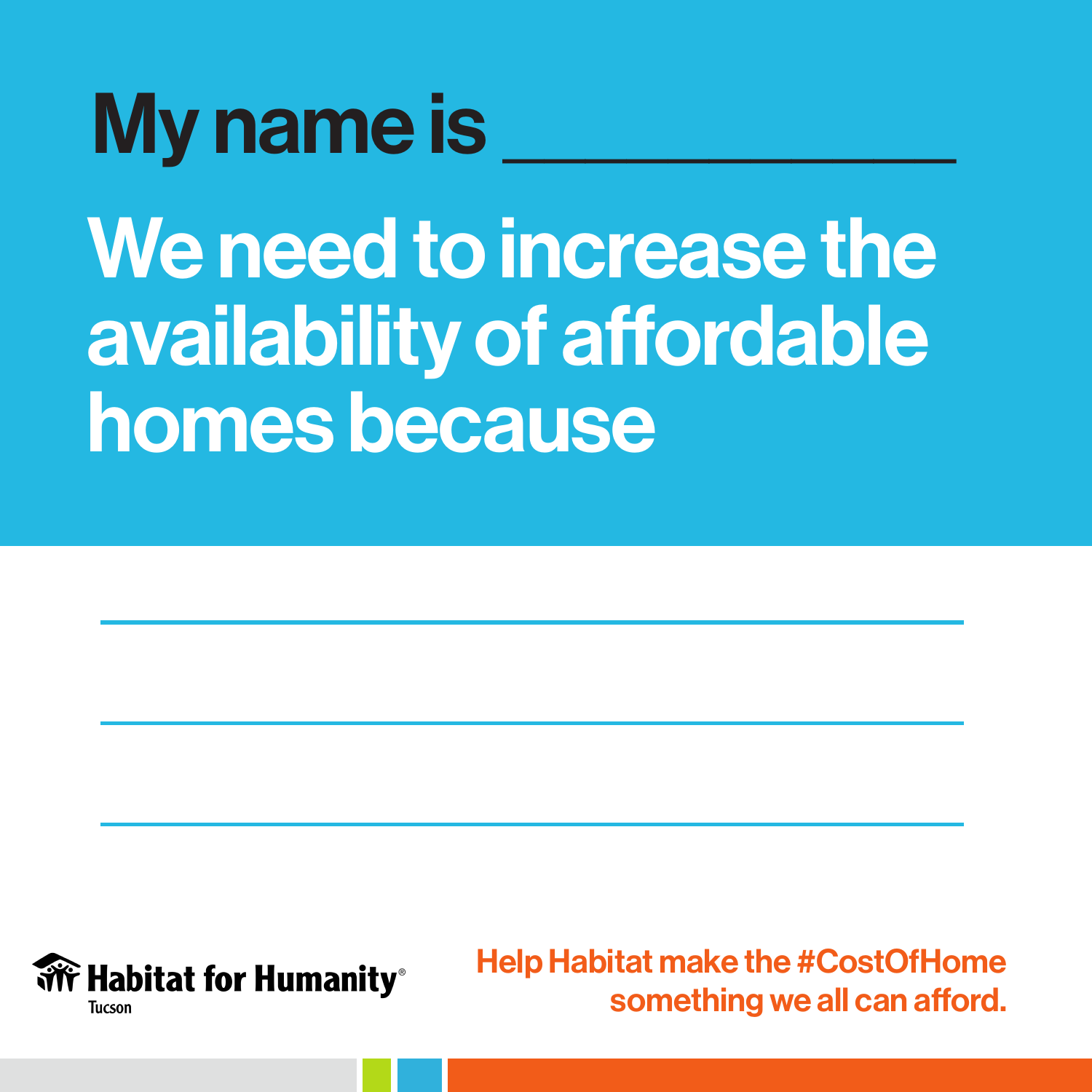# My name is ___________

# We need to increase the availability of affordable homes because

\_\_\_\_\_\_\_\_\_\_\_\_\_\_\_\_\_\_\_\_\_\_\_\_\_\_\_\_\_\_\_\_\_\_\_\_\_\_\_\_

\_\_\_\_\_\_\_\_\_\_\_\_\_\_\_\_\_\_\_\_\_\_\_\_\_\_\_\_\_\_\_\_\_\_\_\_\_\_\_\_

\_\_\_\_\_\_\_\_\_\_\_\_\_\_\_\_\_\_\_\_\_\_\_\_\_\_\_\_\_\_\_\_\_\_\_\_\_\_\_\_

Habitat for Humanity®
Tucson

**Help Habitat make the #CostOfHome something we all can afford.**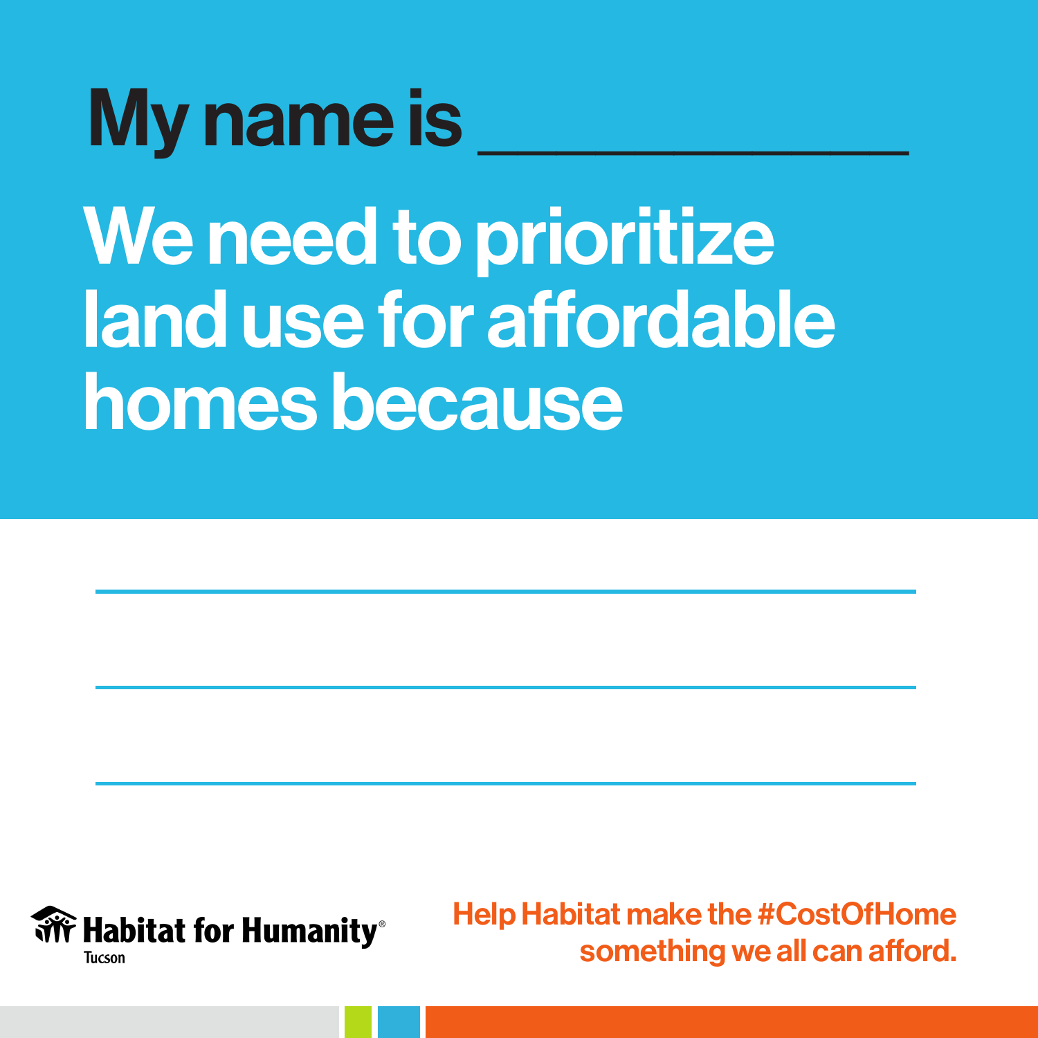# My name is ______________

# We need to prioritize land use for affordable homes because

______________________________________________

______________________________________________

______________________________________________

Habitat for Humanity® Tucson

**Help Habitat make the #CostOfHome something we all can afford.**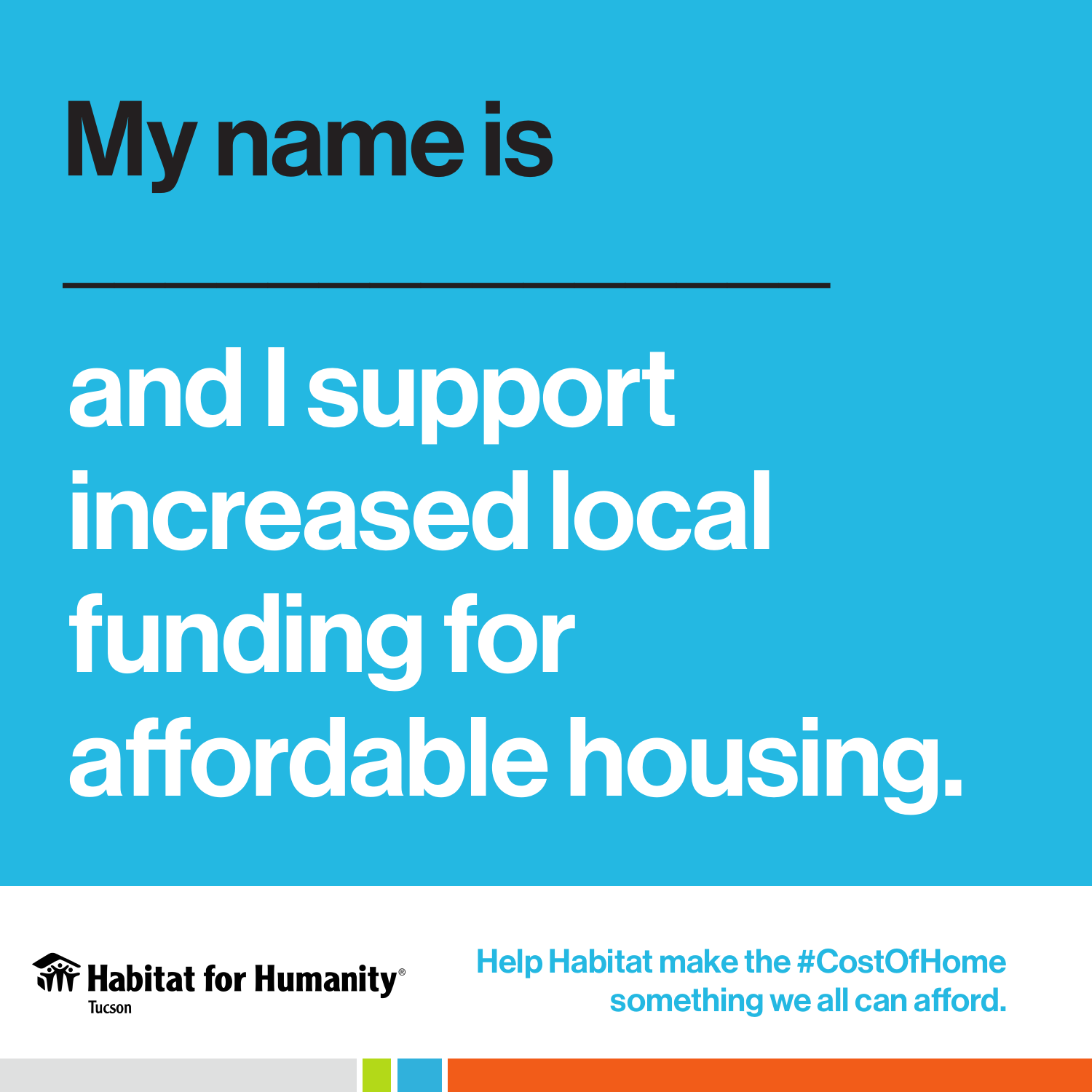# My name is

\_\_\_\_\_\_\_\_\_\_\_\_\_\_\_\_\_\_\_\_\_\_\_\_\_\_

# and I support increased local funding for affordable housing.

Habitat for Humanity®
Tucson

Help Habitat make the #CostOfHome something we all can afford.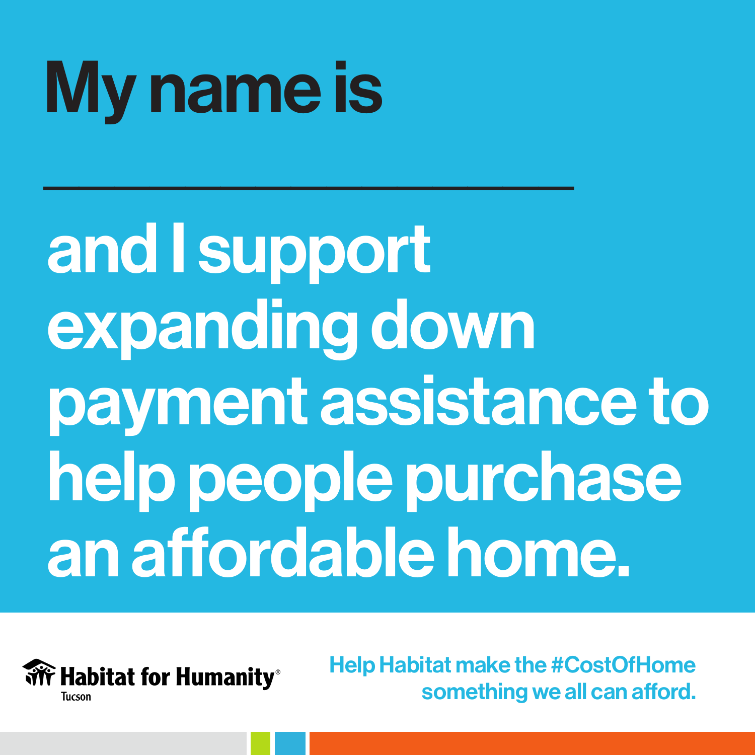# My name is

\_\_\_\_\_\_\_\_\_\_\_\_\_\_\_\_\_\_\_\_\_\_\_\_

## and I support expanding down payment assistance to help people purchase an affordable home.

Habitat for Humanity® Tucson

Help Habitat make the #CostOfHome something we all can afford.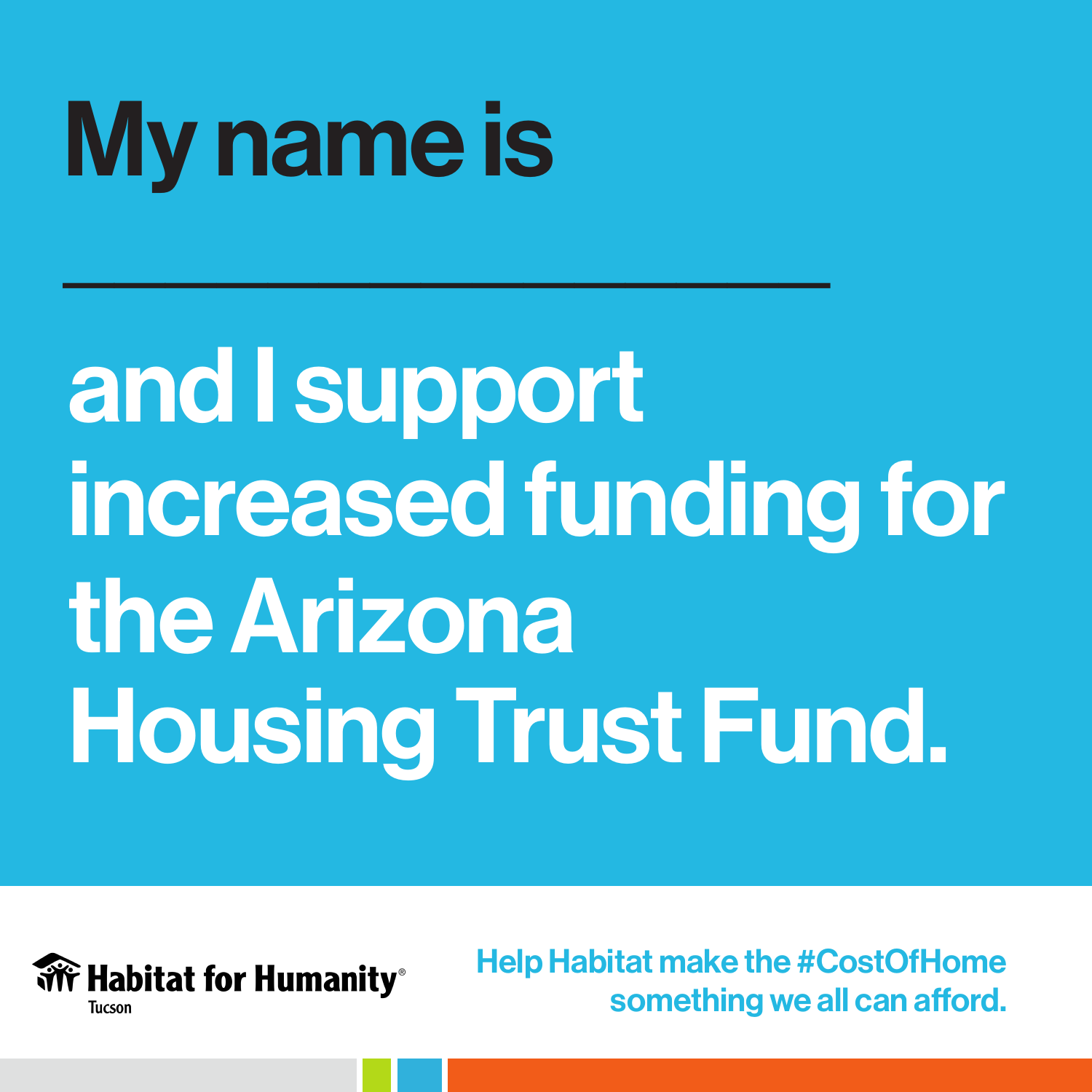# My name is

\_\_\_\_\_\_\_\_\_\_\_\_\_\_\_\_\_\_\_\_\_\_\_\_\_\_\_\_

# and I support increased funding for the Arizona Housing Trust Fund.

Habitat for Humanity®
Tucson

Help Habitat make the #CostOfHome something we all can afford.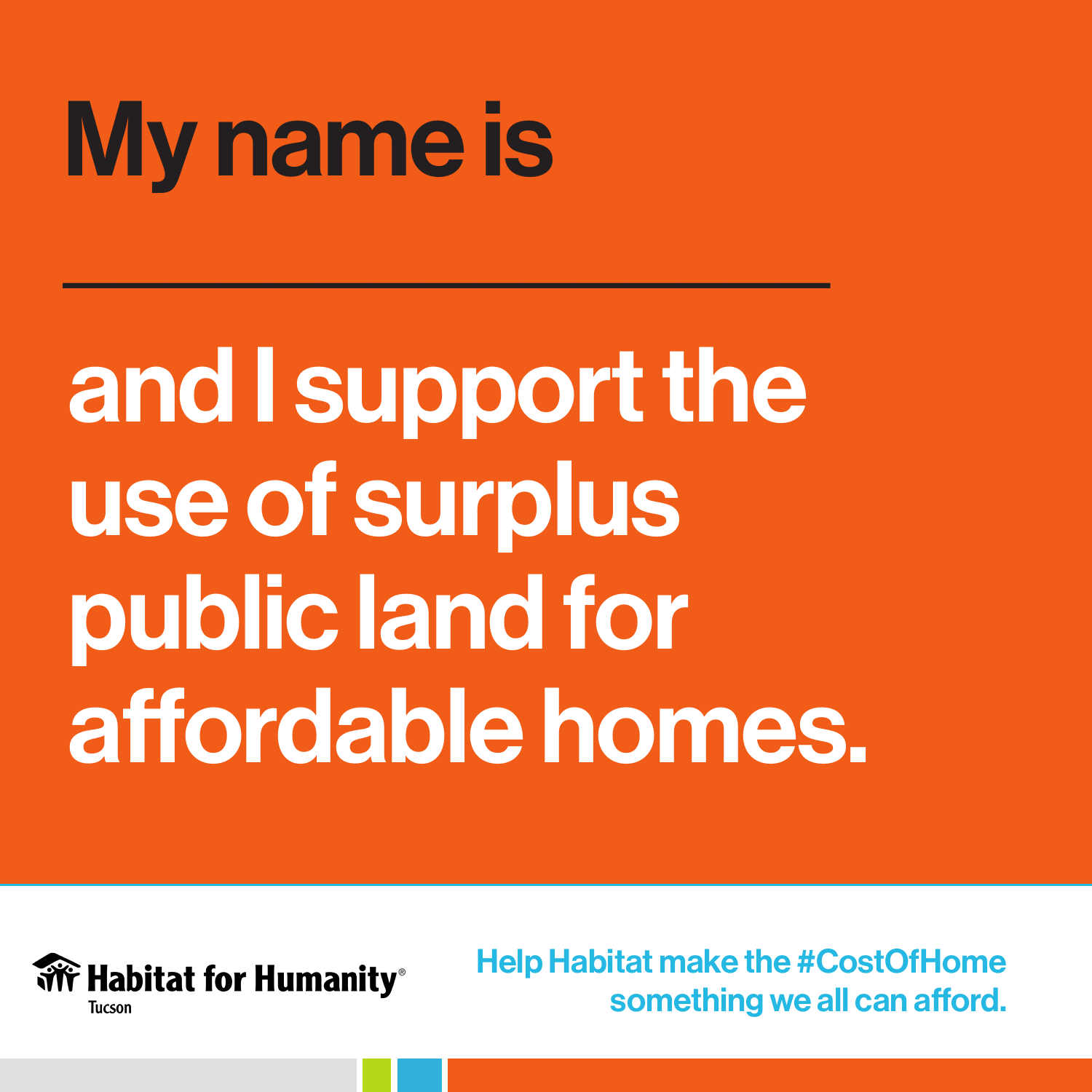# My name is

\_\_\_\_\_\_\_\_\_\_\_\_\_\_\_\_\_\_\_\_\_\_\_\_

# and I support the use of surplus public land for affordable homes.

Habitat for Humanity® Tucson

Help Habitat make the #CostOfHome something we all can afford.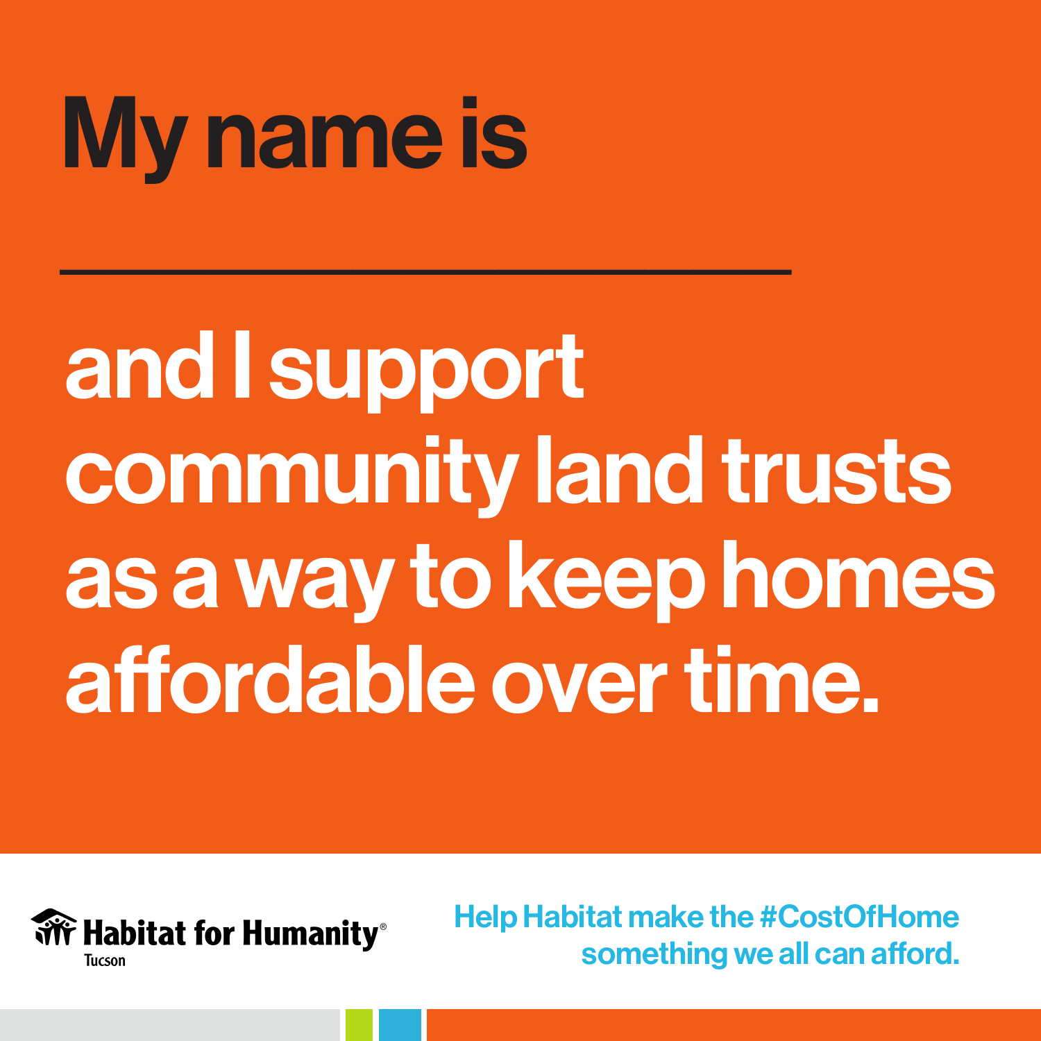# My name is

\_\_\_\_\_\_\_\_\_\_\_\_\_\_\_\_\_\_\_\_\_\_\_\_

# and I support community land trusts as a way to keep homes affordable over time.

Habitat for Humanity®
Tucson

Help Habitat make the #CostOfHome something we all can afford.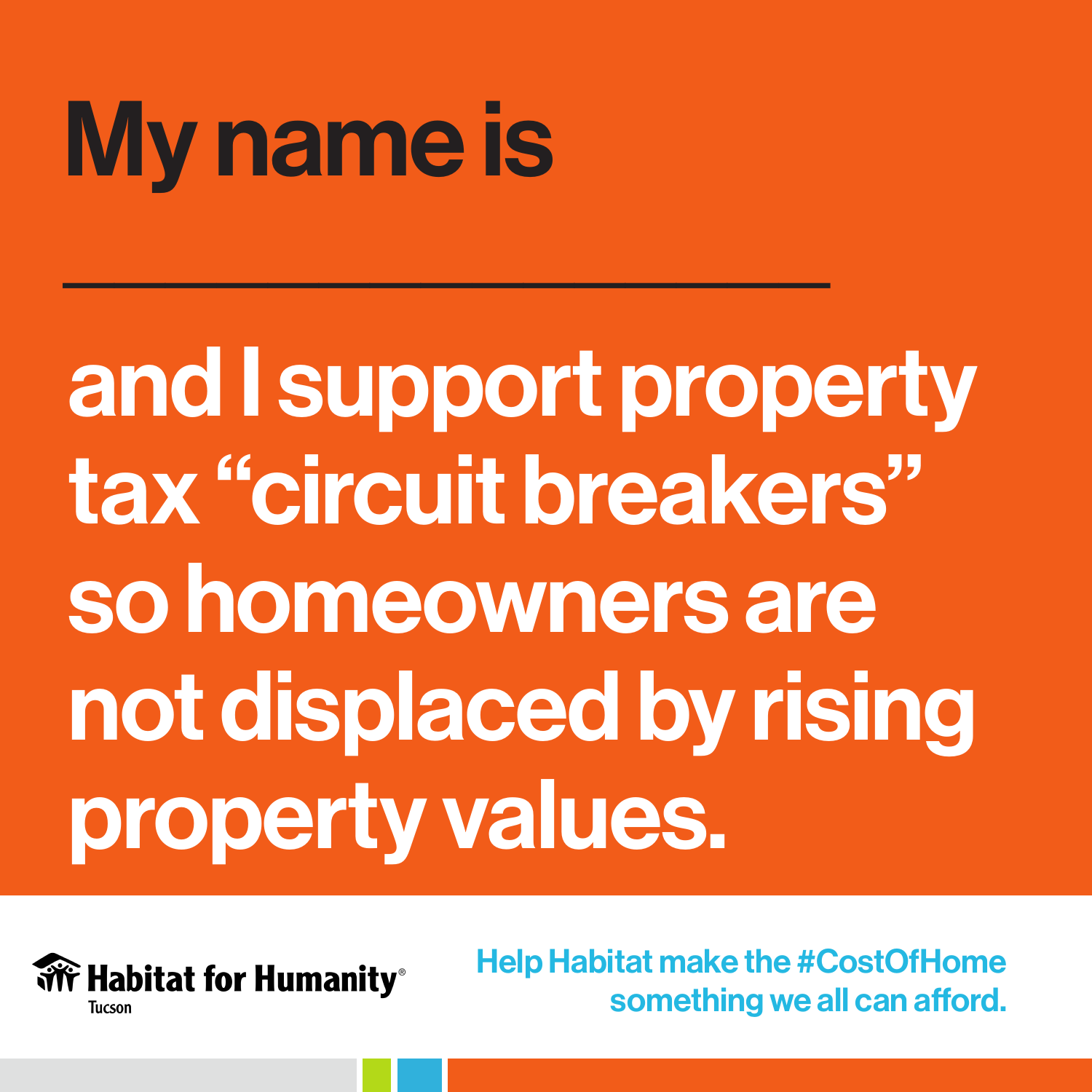# My name is

\_\_\_\_\_\_\_\_\_\_\_\_\_\_\_\_\_\_\_\_\_\_\_\_

## and I support property tax “circuit breakers” so homeowners are not displaced by rising property values.

Habitat for Humanity® Tucson

Help Habitat make the #CostOfHome something we all can afford.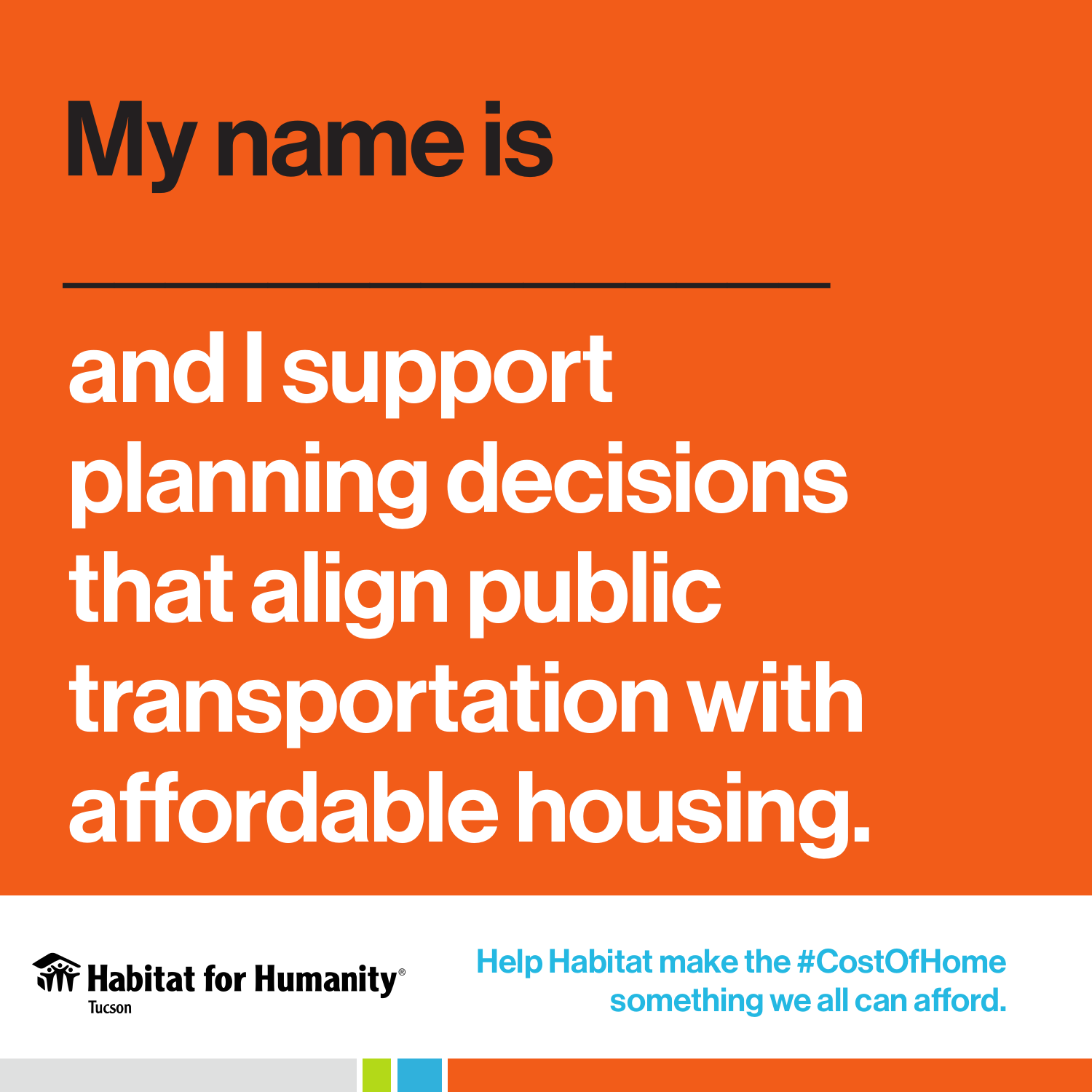# My name is

\_\_\_\_\_\_\_\_\_\_\_\_\_\_\_\_\_\_\_\_\_\_\_\_

# and I support planning decisions that align public transportation with affordable housing.

Habitat for Humanity® Tucson

Help Habitat make the #CostOfHome something we all can afford.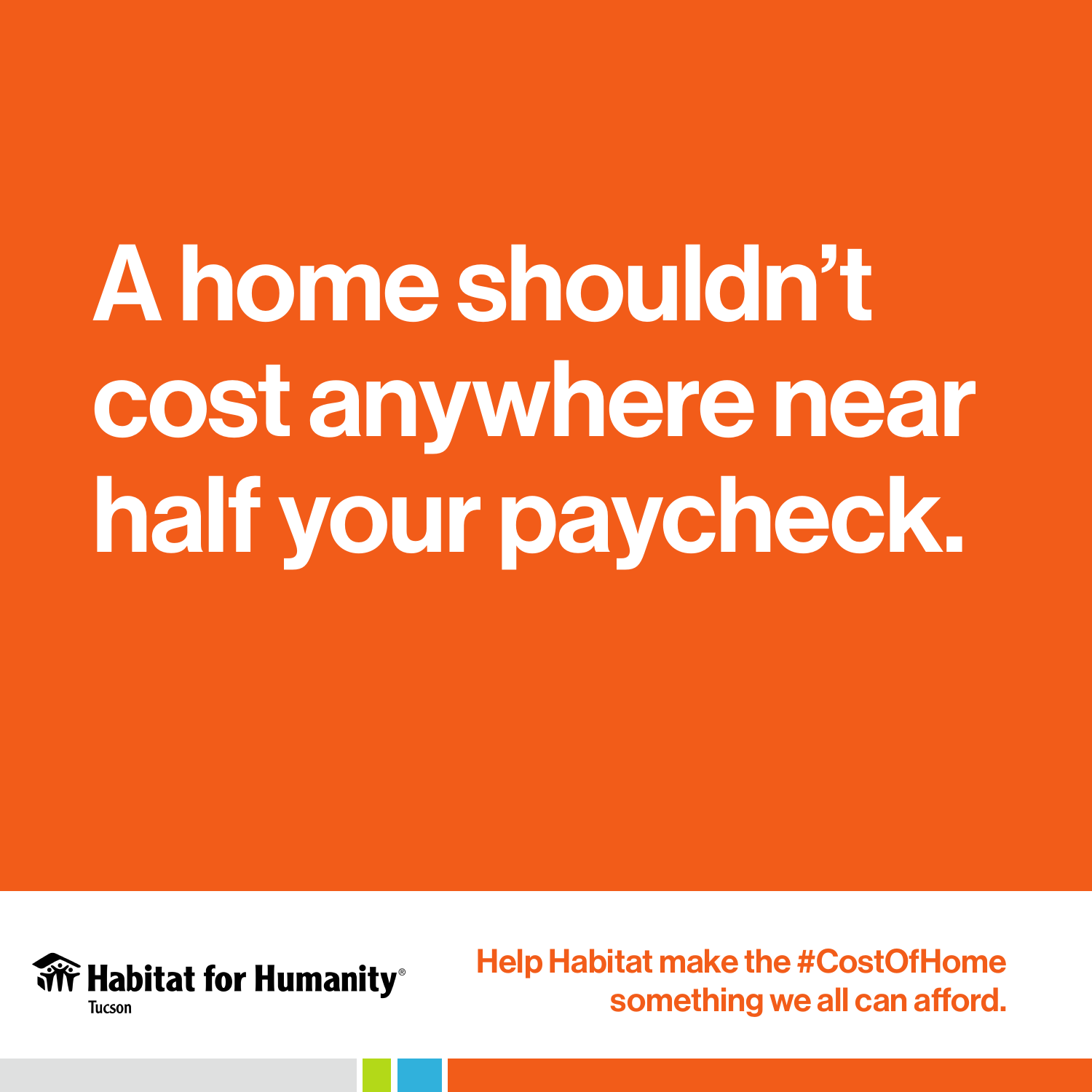# A home shouldn't cost anywhere near half your paycheck.

Habitat for Humanity®
Tucson

Help Habitat make the #CostOfHome something we all can afford.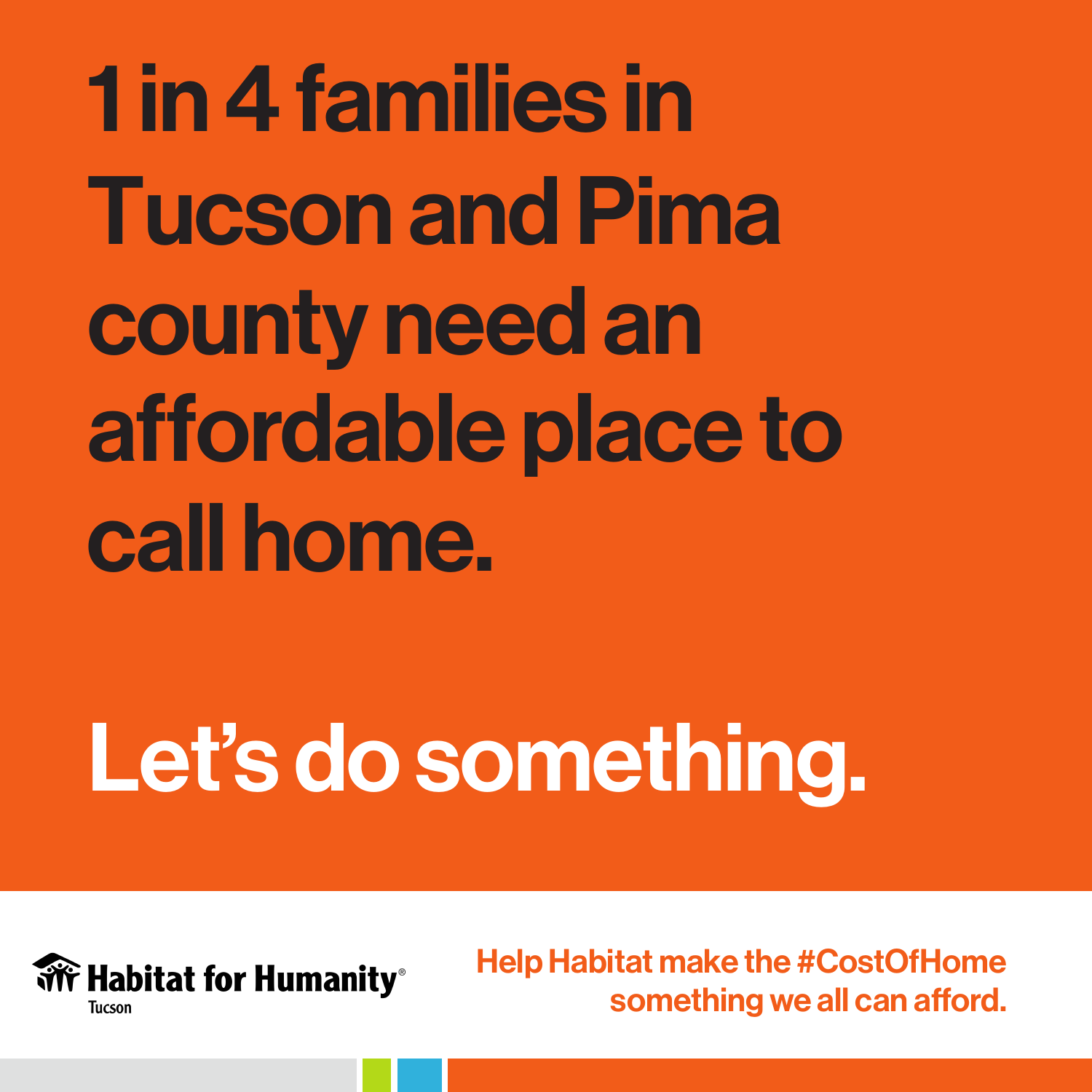# 1 in 4 families in Tucson and Pima county need an affordable place to call home.

# Let's do something.

Habitat for Humanity® Tucson

Help Habitat make the #CostOfHome something we all can afford.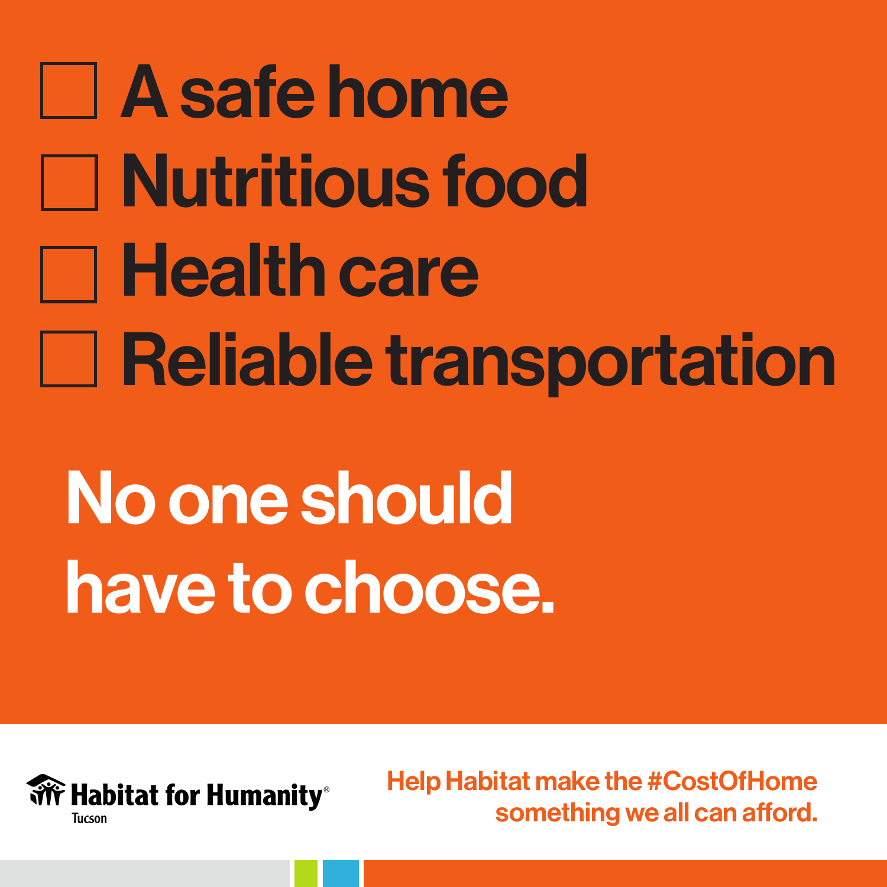- [ ] A safe home
- [ ] Nutritious food
- [ ] Health care
- [ ] Reliable transportation

# No one should have to choose.

Habitat for Humanity®
Tucson

Help Habitat make the #CostOfHome something we all can afford.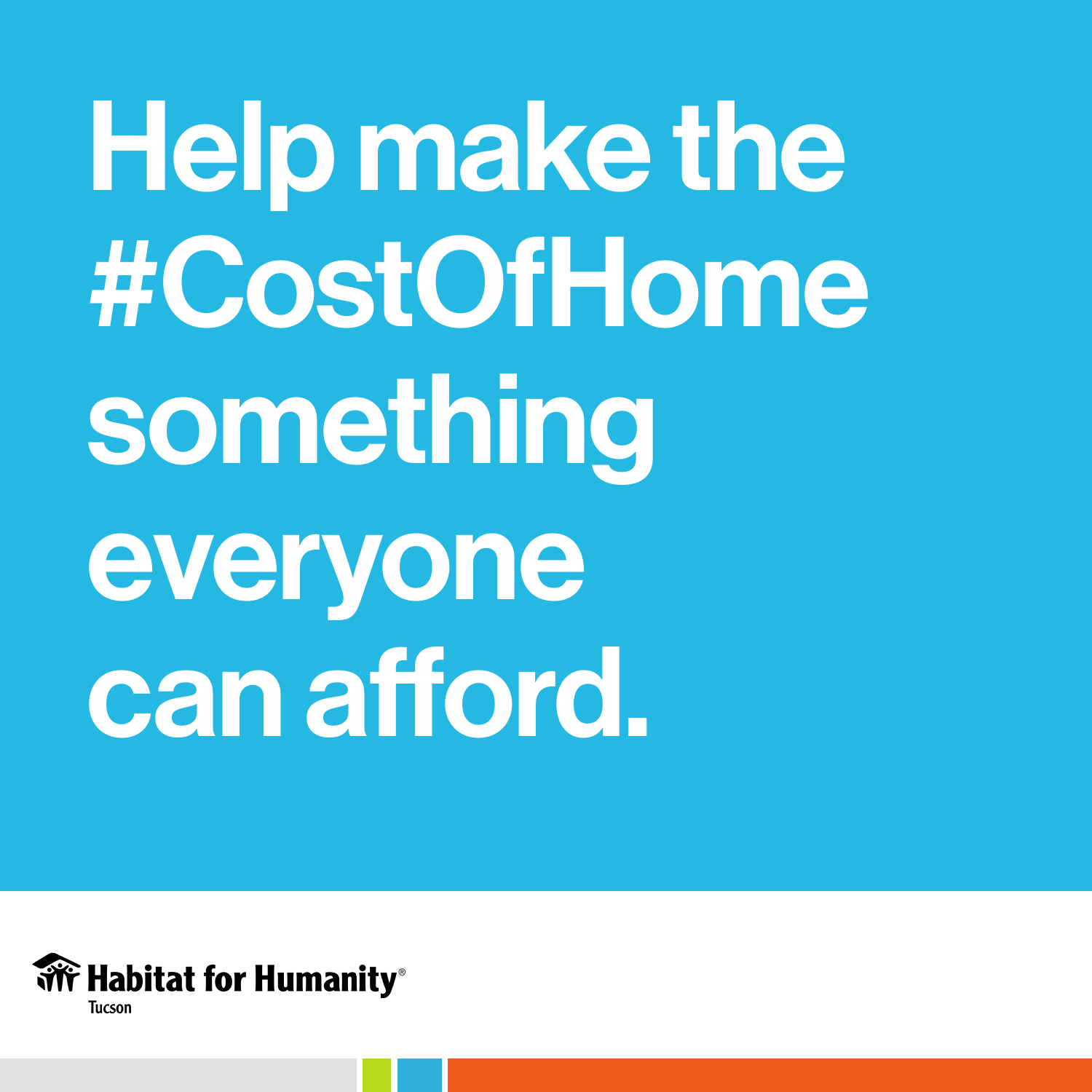# Help make the #CostOfHome something everyone can afford.

Habitat for Humanity®
Tucson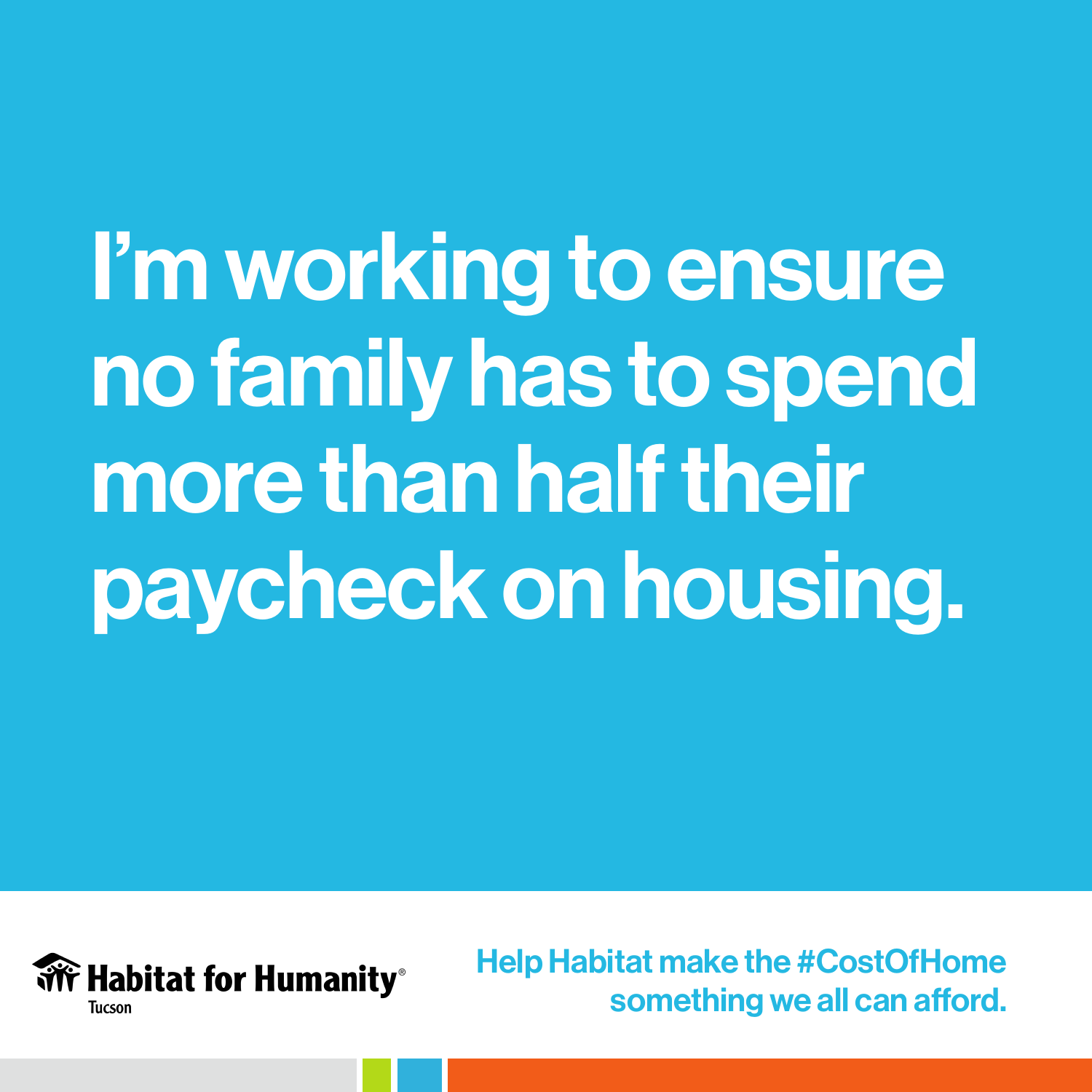# I'm working to ensure no family has to spend more than half their paycheck on housing.

Habitat for Humanity® Tucson

Help Habitat make the #CostOfHome something we all can afford.